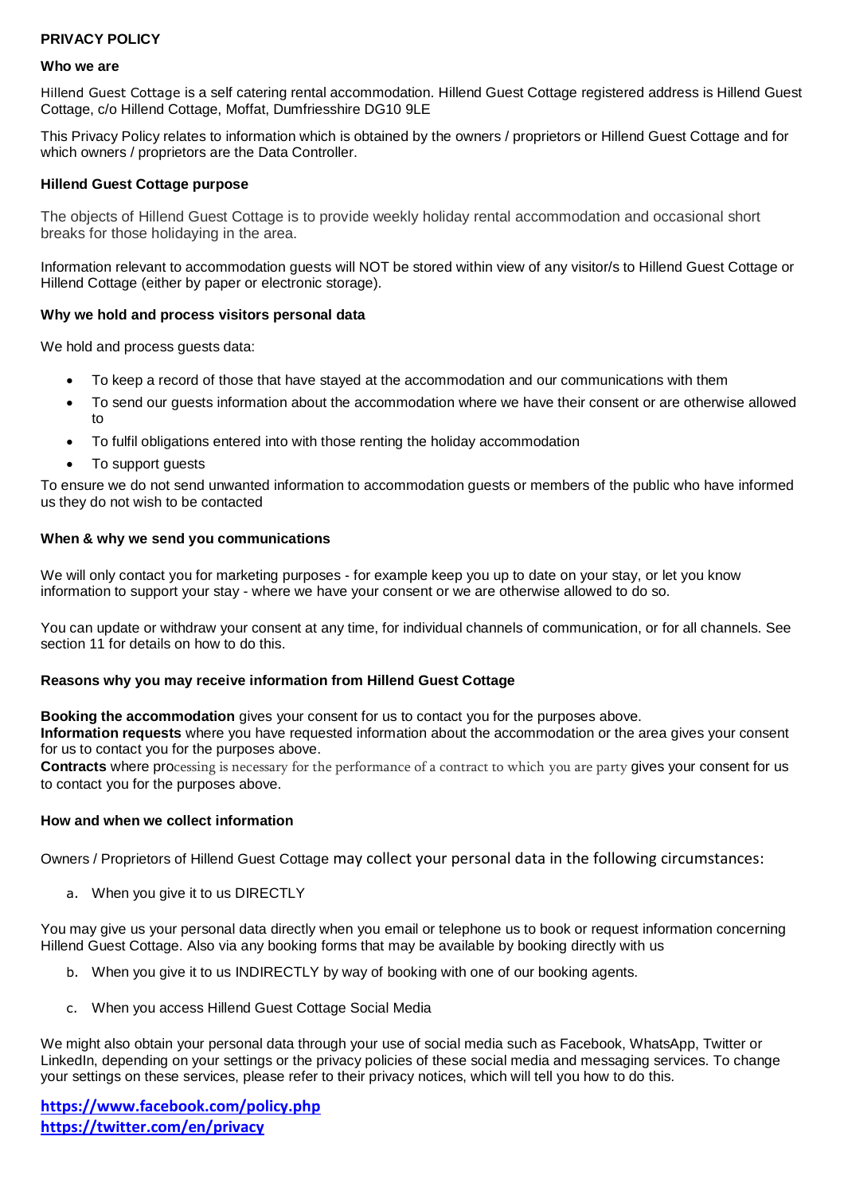**PRIVACY POLICY**

**Who we are**

Hillend Guest Cottage is a self catering rental accommodation. Hillend Guest Cottage registered address is Hillend Guest Cottage, c/o Hillend Cottage, Moffat, Dumfriesshire DG10 9LE

This Privacy Policy relates to information which is obtained by the owners / proprietors or Hillend Guest Cottage and for which owners / proprietors are the Data Controller.

**Hillend Guest Cottage purpose**

The objects of Hillend Guest Cottage is to provide weekly holiday rental accommodation and occasional short breaks for those holidaying in the area.

Information relevant to accommodation guests will NOT be stored within view of any visitor/s to Hillend Guest Cottage or Hillend Cottage (either by paper or electronic storage).

**Why we hold and process visitors personal data**

We hold and process guests data:

- To keep a record of those that have stayed at the accommodation and our communications with them
- To send our guests information about the accommodation where we have their consent or are otherwise allowed to
- To fulfil obligations entered into with those renting the holiday accommodation
- To support guests

To ensure we do not send unwanted information to accommodation guests or members of the public who have informed us they do not wish to be contacted

**When & why we send you communications**

We will only contact you for marketing purposes - for example keep you up to date on your stay, or let you know information to support your stay - where we have your consent or we are otherwise allowed to do so.

You can update or withdraw your consent at any time, for individual channels of communication, or for all channels. See section 11 for details on how to do this.

**Reasons why you may receive information from Hillend Guest Cottage**

**Booking the accommodation** gives your consent for us to contact you for the purposes above.
**Information requests** where you have requested information about the accommodation or the area gives your consent for us to contact you for the purposes above.
**Contracts** where processing is necessary for the performance of a contract to which you are party gives your consent for us to contact you for the purposes above.

**How and when we collect information**

Owners / Proprietors of Hillend Guest Cottage may collect your personal data in the following circumstances:

a. When you give it to us DIRECTLY

You may give us your personal data directly when you email or telephone us to book or request information concerning Hillend Guest Cottage. Also via any booking forms that may be available by booking directly with us

b. When you give it to us INDIRECTLY by way of booking with one of our booking agents.

c. When you access Hillend Guest Cottage Social Media

We might also obtain your personal data through your use of social media such as Facebook, WhatsApp, Twitter or LinkedIn, depending on your settings or the privacy policies of these social media and messaging services. To change your settings on these services, please refer to their privacy notices, which will tell you how to do this.

**https://www.facebook.com/policy.php**
**https://twitter.com/en/privacy**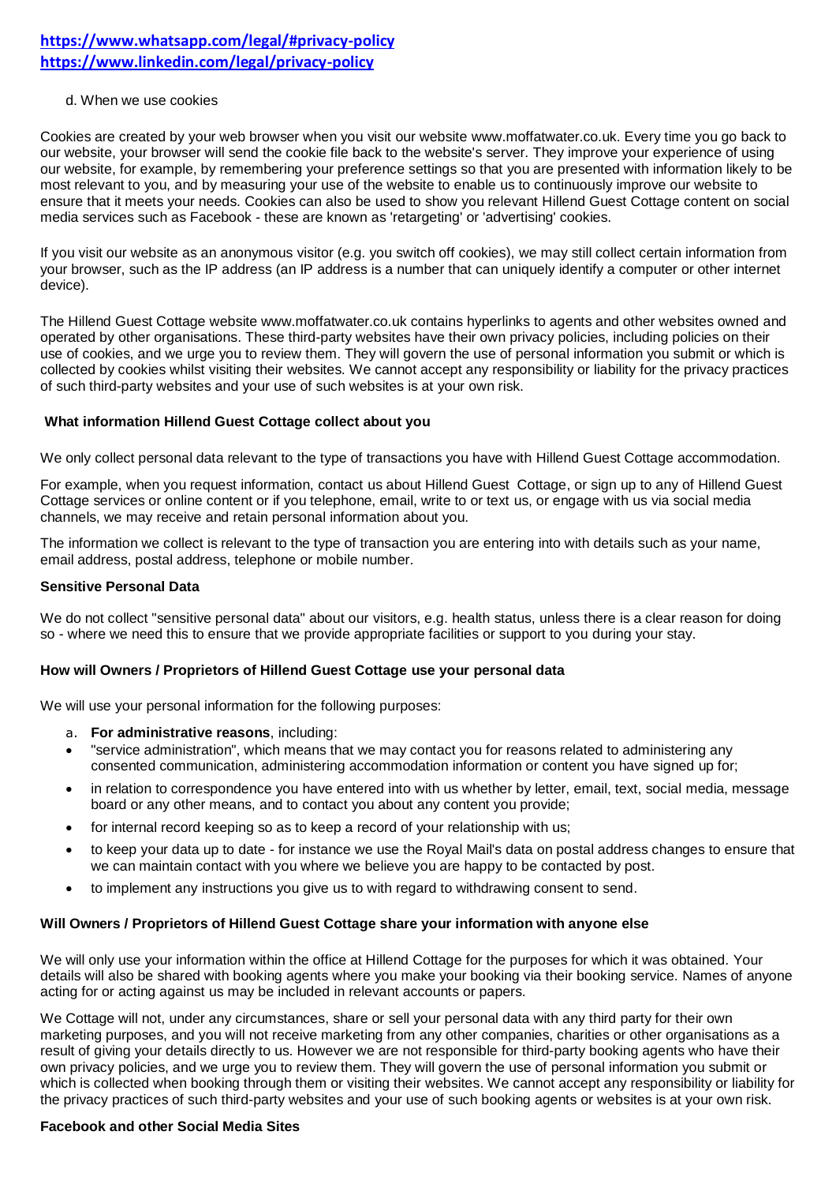**https://www.whatsapp.com/legal/#privacy-policy**
**https://www.linkedin.com/legal/privacy-policy**

d. When we use cookies

Cookies are created by your web browser when you visit our website www.moffatwater.co.uk. Every time you go back to our website, your browser will send the cookie file back to the website's server. They improve your experience of using our website, for example, by remembering your preference settings so that you are presented with information likely to be most relevant to you, and by measuring your use of the website to enable us to continuously improve our website to ensure that it meets your needs. Cookies can also be used to show you relevant Hillend Guest Cottage content on social media services such as Facebook - these are known as 'retargeting' or 'advertising' cookies.

If you visit our website as an anonymous visitor (e.g. you switch off cookies), we may still collect certain information from your browser, such as the IP address (an IP address is a number that can uniquely identify a computer or other internet device).

The Hillend Guest Cottage website www.moffatwater.co.uk contains hyperlinks to agents and other websites owned and operated by other organisations. These third-party websites have their own privacy policies, including policies on their use of cookies, and we urge you to review them. They will govern the use of personal information you submit or which is collected by cookies whilst visiting their websites. We cannot accept any responsibility or liability for the privacy practices of such third-party websites and your use of such websites is at your own risk.

**What information Hillend Guest Cottage collect about you**

We only collect personal data relevant to the type of transactions you have with Hillend Guest Cottage accommodation.

For example, when you request information, contact us about Hillend Guest Cottage, or sign up to any of Hillend Guest Cottage services or online content or if you telephone, email, write to or text us, or engage with us via social media channels, we may receive and retain personal information about you.

The information we collect is relevant to the type of transaction you are entering into with details such as your name, email address, postal address, telephone or mobile number.

**Sensitive Personal Data**

We do not collect "sensitive personal data" about our visitors, e.g. health status, unless there is a clear reason for doing so - where we need this to ensure that we provide appropriate facilities or support to you during your stay.

**How will Owners / Proprietors of Hillend Guest Cottage use your personal data**

We will use your personal information for the following purposes:

a. **For administrative reasons**, including:

- "service administration", which means that we may contact you for reasons related to administering any consented communication, administering accommodation information or content you have signed up for;
- in relation to correspondence you have entered into with us whether by letter, email, text, social media, message board or any other means, and to contact you about any content you provide;
- for internal record keeping so as to keep a record of your relationship with us;
- to keep your data up to date - for instance we use the Royal Mail's data on postal address changes to ensure that we can maintain contact with you where we believe you are happy to be contacted by post.
- to implement any instructions you give us to with regard to withdrawing consent to send.

**Will Owners / Proprietors of Hillend Guest Cottage share your information with anyone else**

We will only use your information within the office at Hillend Cottage for the purposes for which it was obtained. Your details will also be shared with booking agents where you make your booking via their booking service. Names of anyone acting for or acting against us may be included in relevant accounts or papers.

We Cottage will not, under any circumstances, share or sell your personal data with any third party for their own marketing purposes, and you will not receive marketing from any other companies, charities or other organisations as a result of giving your details directly to us. However we are not responsible for third-party booking agents who have their own privacy policies, and we urge you to review them. They will govern the use of personal information you submit or which is collected when booking through them or visiting their websites. We cannot accept any responsibility or liability for the privacy practices of such third-party websites and your use of such booking agents or websites is at your own risk.

**Facebook and other Social Media Sites**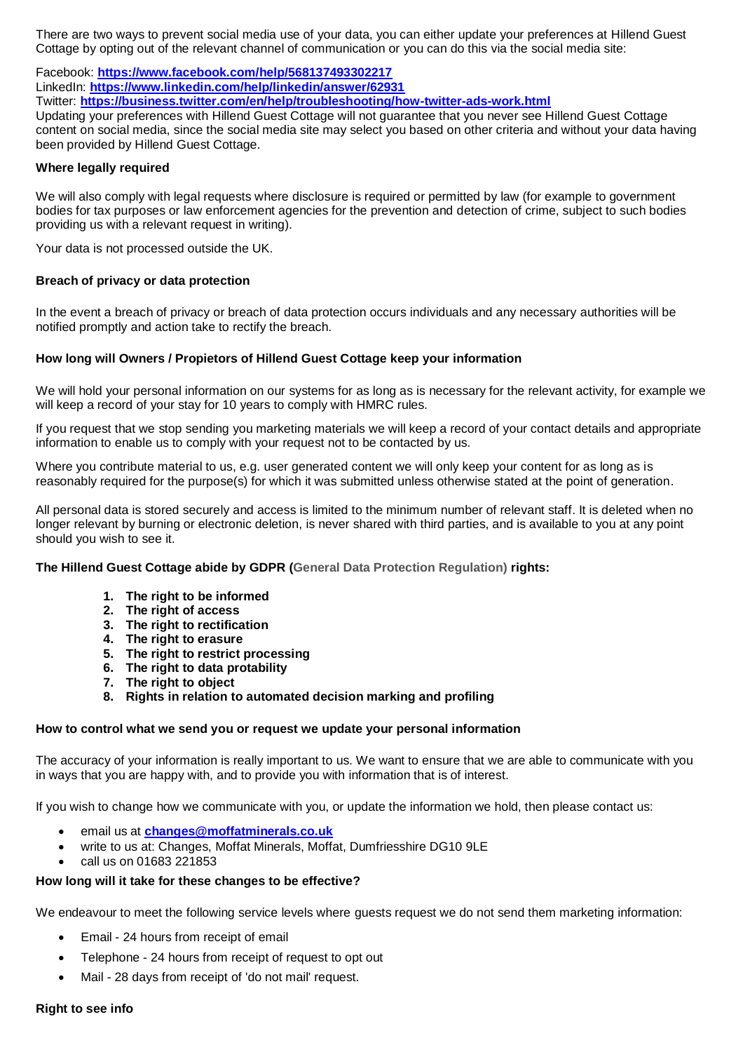There are two ways to prevent social media use of your data, you can either update your preferences at Hillend Guest Cottage by opting out of the relevant channel of communication or you can do this via the social media site:

Facebook: **https://www.facebook.com/help/568137493302217**
LinkedIn: **https://www.linkedin.com/help/linkedin/answer/62931**
Twitter: **https://business.twitter.com/en/help/troubleshooting/how-twitter-ads-work.html**
Updating your preferences with Hillend Guest Cottage will not guarantee that you never see Hillend Guest Cottage content on social media, since the social media site may select you based on other criteria and without your data having been provided by Hillend Guest Cottage.

**Where legally required**

We will also comply with legal requests where disclosure is required or permitted by law (for example to government bodies for tax purposes or law enforcement agencies for the prevention and detection of crime, subject to such bodies providing us with a relevant request in writing).

Your data is not processed outside the UK.

**Breach of privacy or data protection**

In the event a breach of privacy or breach of data protection occurs individuals and any necessary authorities will be notified promptly and action take to rectify the breach.

**How long will Owners / Propietors of Hillend Guest Cottage keep your information**

We will hold your personal information on our systems for as long as is necessary for the relevant activity, for example we will keep a record of your stay for 10 years to comply with HMRC rules.

If you request that we stop sending you marketing materials we will keep a record of your contact details and appropriate information to enable us to comply with your request not to be contacted by us.

Where you contribute material to us, e.g. user generated content we will only keep your content for as long as is reasonably required for the purpose(s) for which it was submitted unless otherwise stated at the point of generation.

All personal data is stored securely and access is limited to the minimum number of relevant staff. It is deleted when no longer relevant by burning or electronic deletion, is never shared with third parties, and is available to you at any point should you wish to see it.

**The Hillend Guest Cottage abide by GDPR (General Data Protection Regulation) rights:**

1. **The right to be informed**
2. **The right of access**
3. **The right to rectification**
4. **The right to erasure**
5. **The right to restrict processing**
6. **The right to data protability**
7. **The right to object**
8. **Rights in relation to automated decision marking and profiling**

**How to control what we send you or request we update your personal information**

The accuracy of your information is really important to us. We want to ensure that we are able to communicate with you in ways that you are happy with, and to provide you with information that is of interest.

If you wish to change how we communicate with you, or update the information we hold, then please contact us:

- email us at **changes@moffatminerals.co.uk**
- write to us at: Changes, Moffat Minerals, Moffat, Dumfriesshire DG10 9LE
- call us on 01683 221853

**How long will it take for these changes to be effective?**

We endeavour to meet the following service levels where guests request we do not send them marketing information:

- Email - 24 hours from receipt of email
- Telephone - 24 hours from receipt of request to opt out
- Mail - 28 days from receipt of 'do not mail' request.

**Right to see info**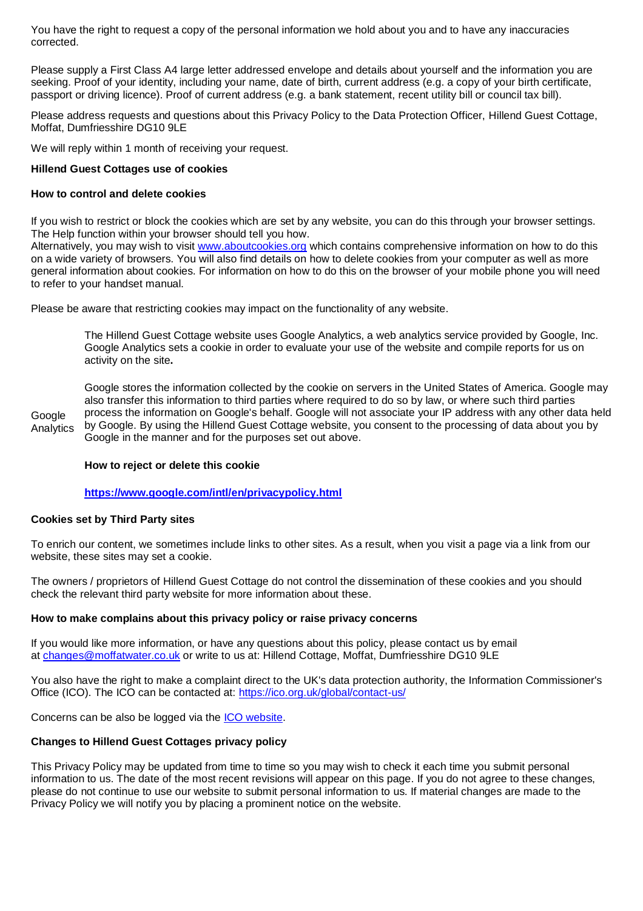You have the right to request a copy of the personal information we hold about you and to have any inaccuracies corrected.

Please supply a First Class A4 large letter addressed envelope and details about yourself and the information you are seeking. Proof of your identity, including your name, date of birth, current address (e.g. a copy of your birth certificate, passport or driving licence). Proof of current address (e.g. a bank statement, recent utility bill or council tax bill).

Please address requests and questions about this Privacy Policy to the Data Protection Officer, Hillend Guest Cottage, Moffat, Dumfriesshire DG10 9LE

We will reply within 1 month of receiving your request.

**Hillend Guest Cottages use of cookies**

**How to control and delete cookies**

If you wish to restrict or block the cookies which are set by any website, you can do this through your browser settings. The Help function within your browser should tell you how.
Alternatively, you may wish to visit [www.aboutcookies.org](www.aboutcookies.org) which contains comprehensive information on how to do this on a wide variety of browsers. You will also find details on how to delete cookies from your computer as well as more general information about cookies. For information on how to do this on the browser of your mobile phone you will need to refer to your handset manual.

Please be aware that restricting cookies may impact on the functionality of any website.

| | |
|---|---|
| Google Analytics | The Hillend Guest Cottage website uses Google Analytics, a web analytics service provided by Google, Inc. Google Analytics sets a cookie in order to evaluate your use of the website and compile reports for us on activity on the site**.**<br><br>Google stores the information collected by the cookie on servers in the United States of America. Google may also transfer this information to third parties where required to do so by law, or where such third parties process the information on Google's behalf. Google will not associate your IP address with any other data held by Google. By using the Hillend Guest Cottage website, you consent to the processing of data about you by Google in the manner and for the purposes set out above.<br><br>**How to reject or delete this cookie**<br><br>**[https://www.google.com/intl/en/privacypolicy.html](https://www.google.com/intl/en/privacypolicy.html)** |

**Cookies set by Third Party sites**

To enrich our content, we sometimes include links to other sites. As a result, when you visit a page via a link from our website, these sites may set a cookie.

The owners / proprietors of Hillend Guest Cottage do not control the dissemination of these cookies and you should check the relevant third party website for more information about these.

**How to make complains about this privacy policy or raise privacy concerns**

If you would like more information, or have any questions about this policy, please contact us by email at [changes@moffatwater.co.uk](mailto:changes@moffatwater.co.uk) or write to us at: Hillend Cottage, Moffat, Dumfriesshire DG10 9LE

You also have the right to make a complaint direct to the UK's data protection authority, the Information Commissioner's Office (ICO). The ICO can be contacted at: [https://ico.org.uk/global/contact-us/](https://ico.org.uk/global/contact-us/)

Concerns can be also be logged via the ICO website.

**Changes to Hillend Guest Cottages privacy policy**

This Privacy Policy may be updated from time to time so you may wish to check it each time you submit personal information to us. The date of the most recent revisions will appear on this page. If you do not agree to these changes, please do not continue to use our website to submit personal information to us. If material changes are made to the Privacy Policy we will notify you by placing a prominent notice on the website.